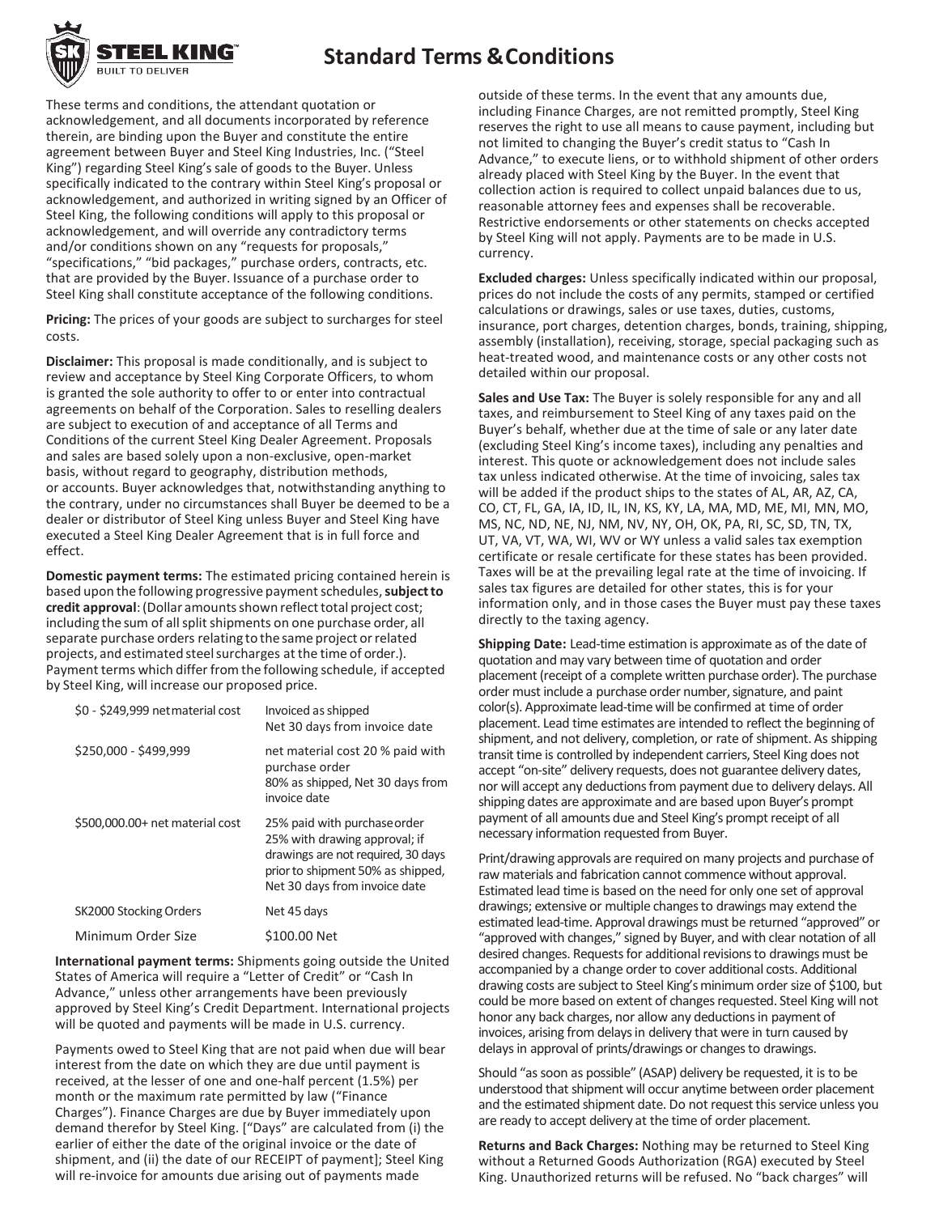# Standard Terms & Conditions

These terms and conditions, the attendant quotation or acknowledgement, and all documents incorporated by reference therein, are binding upon the Buyer and constitute the entire agreement between Buyer and Steel King Industries, Inc. ("Steel King") regarding Steel King's sale of goods to the Buyer. Unless specifically indicated to the contrary within Steel King's proposal or acknowledgement, and authorized in writing signed by an Officer of Steel King, the following conditions will apply to this proposal or acknowledgement, and will override any contradictory terms and/or conditions shown on any "requests for proposals," "specifications," "bid packages," purchase orders, contracts, etc. that are provided by the Buyer. Issuance of a purchase order to Steel King shall constitute acceptance of the following conditions.

**Pricing:** The prices of your goods are subject to surcharges for steel costs.

**Disclaimer:** This proposal is made conditionally, and is subject to review and acceptance by Steel King Corporate Officers, to whom is granted the sole authority to offer to or enter into contractual agreements on behalf of the Corporation. Sales to reselling dealers are subject to execution of and acceptance of all Terms and Conditions of the current Steel King Dealer Agreement. Proposals and sales are based solely upon a non-exclusive, open-market basis, without regard to geography, distribution methods, or accounts. Buyer acknowledges that, notwithstanding anything to the contrary, under no circumstances shall Buyer be deemed to be a dealer or distributor of Steel King unless Buyer and Steel King have executed a Steel King Dealer Agreement that is in full force and effect.

**Domestic payment terms:** The estimated pricing contained herein is based upon the following progressive payment schedules, **subject to credit approval**: (Dollar amounts shown reflect total project cost; including the sum of all split shipments on one purchase order, all separate purchase orders relating to the same project or related projects, and estimated steel surcharges at the time of order.). Payment terms which differ from the following schedule, if accepted by Steel King, will increase our proposed price.

| | |
|---|---|
| $0 - $249,999 net material cost | Invoiced as shipped<br>Net 30 days from invoice date |
| $250,000 - $499,999 | net material cost 20 % paid with purchase order<br>80% as shipped, Net 30 days from invoice date |
| $500,000.00+ net material cost | 25% paid with purchase order<br>25% with drawing approval; if drawings are not required, 30 days prior to shipment 50% as shipped, Net 30 days from invoice date |
| SK2000 Stocking Orders | Net 45 days |
| Minimum Order Size | $100.00 Net |

**International payment terms:** Shipments going outside the United States of America will require a "Letter of Credit" or "Cash In Advance," unless other arrangements have been previously approved by Steel King's Credit Department. International projects will be quoted and payments will be made in U.S. currency.

Payments owed to Steel King that are not paid when due will bear interest from the date on which they are due until payment is received, at the lesser of one and one-half percent (1.5%) per month or the maximum rate permitted by law ("Finance Charges"). Finance Charges are due by Buyer immediately upon demand therefor by Steel King. ["Days" are calculated from (i) the earlier of either the date of the original invoice or the date of shipment, and (ii) the date of our RECEIPT of payment]; Steel King will re-invoice for amounts due arising out of payments made outside of these terms. In the event that any amounts due, including Finance Charges, are not remitted promptly, Steel King reserves the right to use all means to cause payment, including but not limited to changing the Buyer's credit status to "Cash In Advance," to execute liens, or to withhold shipment of other orders already placed with Steel King by the Buyer. In the event that collection action is required to collect unpaid balances due to us, reasonable attorney fees and expenses shall be recoverable. Restrictive endorsements or other statements on checks accepted by Steel King will not apply. Payments are to be made in U.S. currency.

**Excluded charges:** Unless specifically indicated within our proposal, prices do not include the costs of any permits, stamped or certified calculations or drawings, sales or use taxes, duties, customs, insurance, port charges, detention charges, bonds, training, shipping, assembly (installation), receiving, storage, special packaging such as heat-treated wood, and maintenance costs or any other costs not detailed within our proposal.

**Sales and Use Tax:** The Buyer is solely responsible for any and all taxes, and reimbursement to Steel King of any taxes paid on the Buyer's behalf, whether due at the time of sale or any later date (excluding Steel King's income taxes), including any penalties and interest. This quote or acknowledgement does not include sales tax unless indicated otherwise. At the time of invoicing, sales tax will be added if the product ships to the states of AL, AR, AZ, CA, CO, CT, FL, GA, IA, ID, IL, IN, KS, KY, LA, MA, MD, ME, MI, MN, MO, MS, NC, ND, NE, NJ, NM, NV, NY, OH, OK, PA, RI, SC, SD, TN, TX, UT, VA, VT, WA, WI, WV or WY unless a valid sales tax exemption certificate or resale certificate for these states has been provided. Taxes will be at the prevailing legal rate at the time of invoicing. If sales tax figures are detailed for other states, this is for your information only, and in those cases the Buyer must pay these taxes directly to the taxing agency.

**Shipping Date:** Lead-time estimation is approximate as of the date of quotation and may vary between time of quotation and order placement (receipt of a complete written purchase order). The purchase order must include a purchase order number, signature, and paint color(s). Approximate lead-time will be confirmed at time of order placement. Lead time estimates are intended to reflect the beginning of shipment, and not delivery, completion, or rate of shipment. As shipping transit time is controlled by independent carriers, Steel King does not accept "on-site" delivery requests, does not guarantee delivery dates, nor will accept any deductions from payment due to delivery delays. All shipping dates are approximate and are based upon Buyer's prompt payment of all amounts due and Steel King's prompt receipt of all necessary information requested from Buyer.

Print/drawing approvals are required on many projects and purchase of raw materials and fabrication cannot commence without approval. Estimated lead time is based on the need for only one set of approval drawings; extensive or multiple changes to drawings may extend the estimated lead-time. Approval drawings must be returned "approved" or "approved with changes," signed by Buyer, and with clear notation of all desired changes. Requests for additional revisions to drawings must be accompanied by a change order to cover additional costs. Additional drawing costs are subject to Steel King's minimum order size of $100, but could be more based on extent of changes requested. Steel King will not honor any back charges, nor allow any deductions in payment of invoices, arising from delays in delivery that were in turn caused by delays in approval of prints/drawings or changes to drawings.

Should "as soon as possible" (ASAP) delivery be requested, it is to be understood that shipment will occur anytime between order placement and the estimated shipment date. Do not request this service unless you are ready to accept delivery at the time of order placement.

**Returns and Back Charges:** Nothing may be returned to Steel King without a Returned Goods Authorization (RGA) executed by Steel King. Unauthorized returns will be refused. No "back charges" will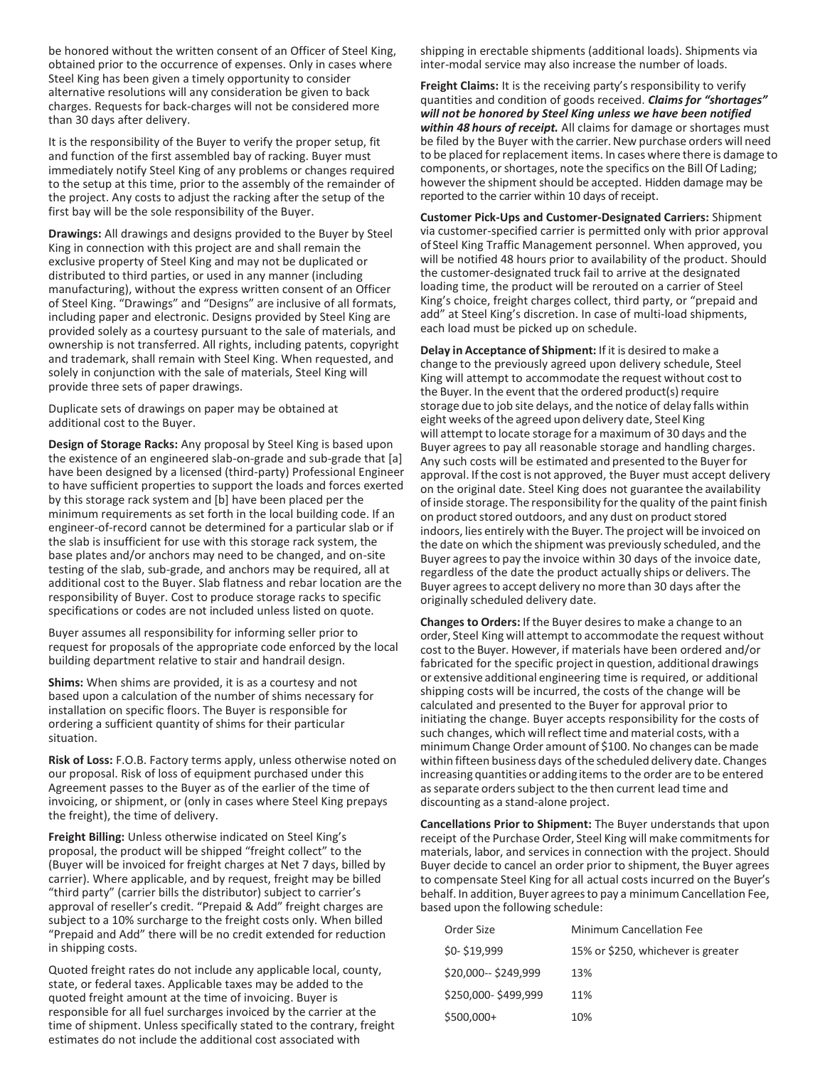be honored without the written consent of an Officer of Steel King, obtained prior to the occurrence of expenses. Only in cases where Steel King has been given a timely opportunity to consider alternative resolutions will any consideration be given to back charges. Requests for back-charges will not be considered more than 30 days after delivery.

It is the responsibility of the Buyer to verify the proper setup, fit and function of the first assembled bay of racking. Buyer must immediately notify Steel King of any problems or changes required to the setup at this time, prior to the assembly of the remainder of the project. Any costs to adjust the racking after the setup of the first bay will be the sole responsibility of the Buyer.

**Drawings:** All drawings and designs provided to the Buyer by Steel King in connection with this project are and shall remain the exclusive property of Steel King and may not be duplicated or distributed to third parties, or used in any manner (including manufacturing), without the express written consent of an Officer of Steel King. "Drawings" and "Designs" are inclusive of all formats, including paper and electronic. Designs provided by Steel King are provided solely as a courtesy pursuant to the sale of materials, and ownership is not transferred. All rights, including patents, copyright and trademark, shall remain with Steel King. When requested, and solely in conjunction with the sale of materials, Steel King will provide three sets of paper drawings.

Duplicate sets of drawings on paper may be obtained at additional cost to the Buyer.

**Design of Storage Racks:** Any proposal by Steel King is based upon the existence of an engineered slab-on-grade and sub-grade that [a] have been designed by a licensed (third-party) Professional Engineer to have sufficient properties to support the loads and forces exerted by this storage rack system and [b] have been placed per the minimum requirements as set forth in the local building code. If an engineer-of-record cannot be determined for a particular slab or if the slab is insufficient for use with this storage rack system, the base plates and/or anchors may need to be changed, and on-site testing of the slab, sub-grade, and anchors may be required, all at additional cost to the Buyer. Slab flatness and rebar location are the responsibility of Buyer. Cost to produce storage racks to specific specifications or codes are not included unless listed on quote.

Buyer assumes all responsibility for informing seller prior to request for proposals of the appropriate code enforced by the local building department relative to stair and handrail design.

**Shims:** When shims are provided, it is as a courtesy and not based upon a calculation of the number of shims necessary for installation on specific floors. The Buyer is responsible for ordering a sufficient quantity of shims for their particular situation.

**Risk of Loss:** F.O.B. Factory terms apply, unless otherwise noted on our proposal. Risk of loss of equipment purchased under this Agreement passes to the Buyer as of the earlier of the time of invoicing, or shipment, or (only in cases where Steel King prepays the freight), the time of delivery.

**Freight Billing:** Unless otherwise indicated on Steel King's proposal, the product will be shipped "freight collect" to the (Buyer will be invoiced for freight charges at Net 7 days, billed by carrier). Where applicable, and by request, freight may be billed "third party" (carrier bills the distributor) subject to carrier's approval of reseller's credit. "Prepaid & Add" freight charges are subject to a 10% surcharge to the freight costs only. When billed "Prepaid and Add" there will be no credit extended for reduction in shipping costs.

Quoted freight rates do not include any applicable local, county, state, or federal taxes. Applicable taxes may be added to the quoted freight amount at the time of invoicing. Buyer is responsible for all fuel surcharges invoiced by the carrier at the time of shipment. Unless specifically stated to the contrary, freight estimates do not include the additional cost associated with shipping in erectable shipments (additional loads). Shipments via inter-modal service may also increase the number of loads.

**Freight Claims:** It is the receiving party's responsibility to verify quantities and condition of goods received. ***Claims for "shortages" will not be honored by Steel King unless we have been notified within 48 hours of receipt.*** All claims for damage or shortages must be filed by the Buyer with the carrier. New purchase orders will need to be placed for replacement items. In cases where there is damage to components, or shortages, note the specifics on the Bill Of Lading; however the shipment should be accepted. Hidden damage may be reported to the carrier within 10 days of receipt.

**Customer Pick-Ups and Customer-Designated Carriers:** Shipment via customer-specified carrier is permitted only with prior approval of Steel King Traffic Management personnel. When approved, you will be notified 48 hours prior to availability of the product. Should the customer-designated truck fail to arrive at the designated loading time, the product will be rerouted on a carrier of Steel King's choice, freight charges collect, third party, or "prepaid and add" at Steel King's discretion. In case of multi-load shipments, each load must be picked up on schedule.

**Delay in Acceptance of Shipment:** If it is desired to make a change to the previously agreed upon delivery schedule, Steel King will attempt to accommodate the request without cost to the Buyer. In the event that the ordered product(s) require storage due to job site delays, and the notice of delay falls within eight weeks of the agreed upon delivery date, Steel King will attempt to locate storage for a maximum of 30 days and the Buyer agrees to pay all reasonable storage and handling charges. Any such costs will be estimated and presented to the Buyer for approval. If the cost is not approved, the Buyer must accept delivery on the original date. Steel King does not guarantee the availability of inside storage. The responsibility for the quality of the paint finish on product stored outdoors, and any dust on product stored indoors, lies entirely with the Buyer. The project will be invoiced on the date on which the shipment was previously scheduled, and the Buyer agrees to pay the invoice within 30 days of the invoice date, regardless of the date the product actually ships or delivers. The Buyer agrees to accept delivery no more than 30 days after the originally scheduled delivery date.

**Changes to Orders:** If the Buyer desires to make a change to an order, Steel King will attempt to accommodate the request without cost to the Buyer. However, if materials have been ordered and/or fabricated for the specific project in question, additional drawings or extensive additional engineering time is required, or additional shipping costs will be incurred, the costs of the change will be calculated and presented to the Buyer for approval prior to initiating the change. Buyer accepts responsibility for the costs of such changes, which will reflect time and material costs, with a minimum Change Order amount of $100. No changes can be made within fifteen business days of the scheduled delivery date. Changes increasing quantities or adding items to the order are to be entered as separate orders subject to the then current lead time and discounting as a stand-alone project.

**Cancellations Prior to Shipment:** The Buyer understands that upon receipt of the Purchase Order, Steel King will make commitments for materials, labor, and services in connection with the project. Should Buyer decide to cancel an order prior to shipment, the Buyer agrees to compensate Steel King for all actual costs incurred on the Buyer's behalf. In addition, Buyer agrees to pay a minimum Cancellation Fee, based upon the following schedule:

| Order Size | Minimum Cancellation Fee |
|---|---|
| $0- $19,999 | 15% or $250, whichever is greater |
| $20,000-- $249,999 | 13% |
| $250,000- $499,999 | 11% |
| $500,000+ | 10% |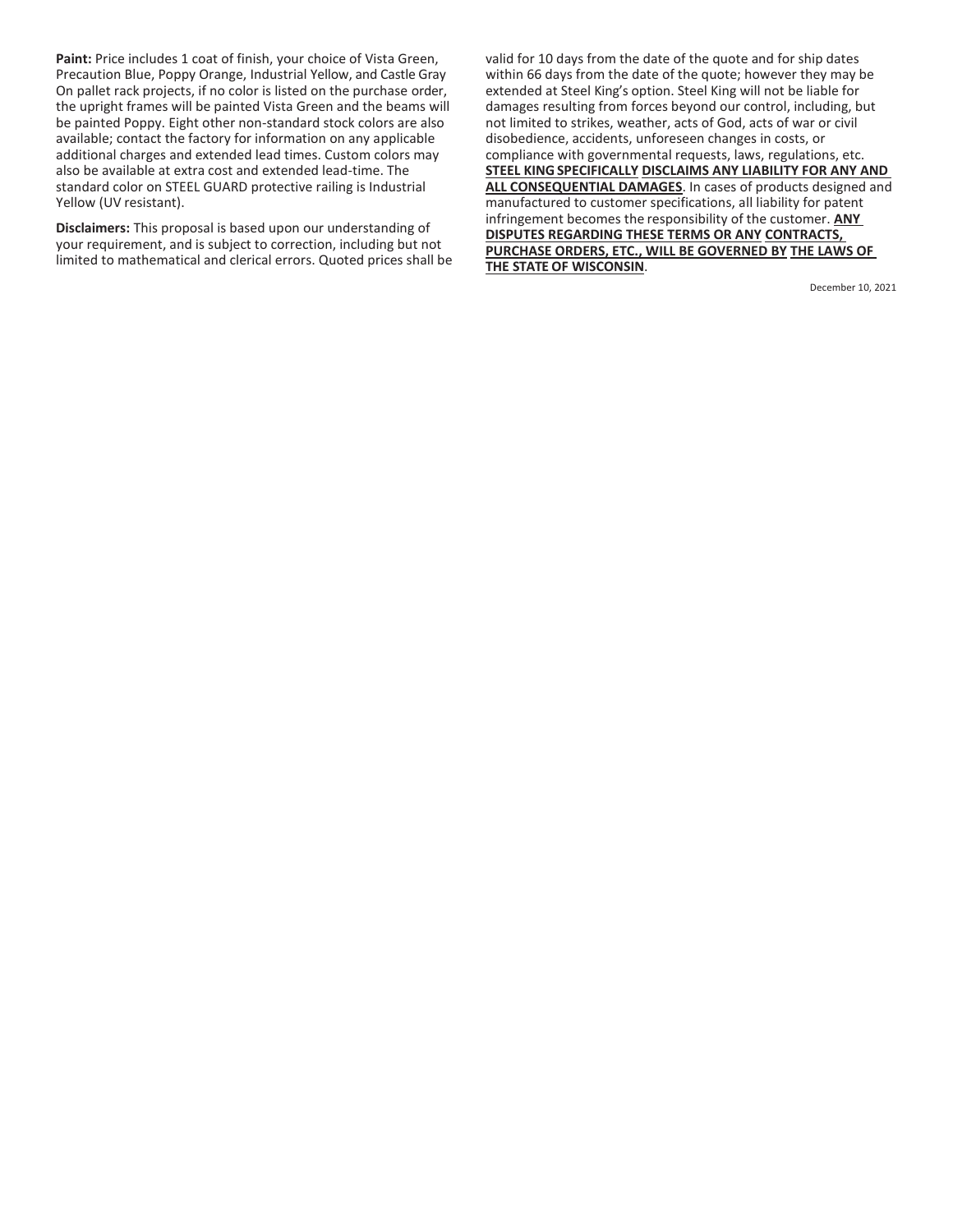**Paint:** Price includes 1 coat of finish, your choice of Vista Green, Precaution Blue, Poppy Orange, Industrial Yellow, and Castle Gray On pallet rack projects, if no color is listed on the purchase order, the upright frames will be painted Vista Green and the beams will be painted Poppy. Eight other non-standard stock colors are also available; contact the factory for information on any applicable additional charges and extended lead times. Custom colors may also be available at extra cost and extended lead-time. The standard color on STEEL GUARD protective railing is Industrial Yellow (UV resistant).

**Disclaimers:** This proposal is based upon our understanding of your requirement, and is subject to correction, including but not limited to mathematical and clerical errors. Quoted prices shall be valid for 10 days from the date of the quote and for ship dates within 66 days from the date of the quote; however they may be extended at Steel King's option. Steel King will not be liable for damages resulting from forces beyond our control, including, but not limited to strikes, weather, acts of God, acts of war or civil disobedience, accidents, unforeseen changes in costs, or compliance with governmental requests, laws, regulations, etc. **STEEL KING SPECIFICALLY DISCLAIMS ANY LIABILITY FOR ANY AND ALL CONSEQUENTIAL DAMAGES**. In cases of products designed and manufactured to customer specifications, all liability for patent infringement becomes the responsibility of the customer. **ANY DISPUTES REGARDING THESE TERMS OR ANY CONTRACTS, PURCHASE ORDERS, ETC., WILL BE GOVERNED BY THE LAWS OF THE STATE OF WISCONSIN**.

December 10, 2021